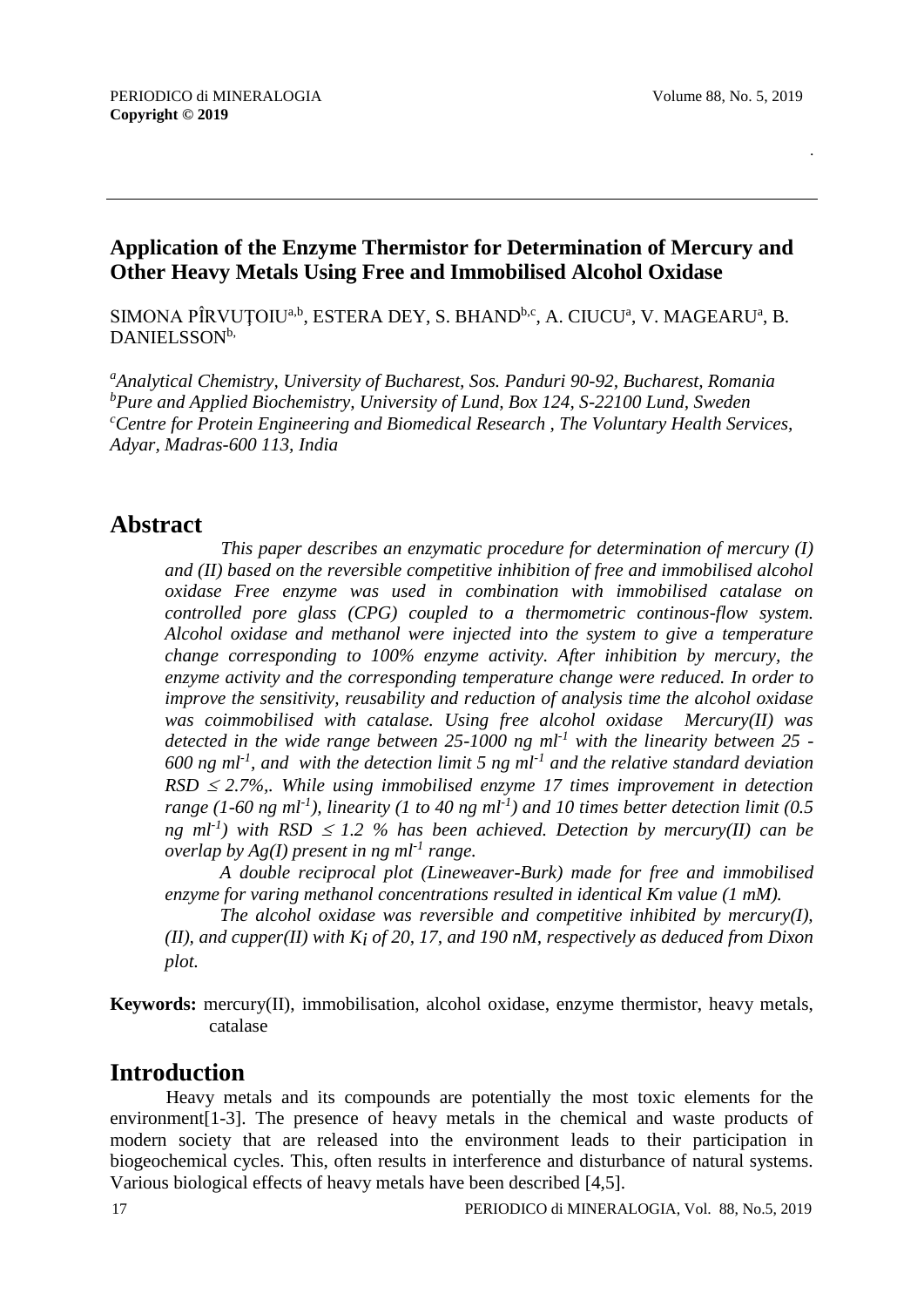## Application of the Enzyme Thermistor for Determination of Mercury and Other Heavy Metals Using Free and Immobilised Alcohol Oxidase

SIMONA PÎRVUȚOIU[a,b], ESTERA DEY, S. BHAND[b,c], A. CIUCU[a], V. MAGEARU[a], B. DANIELSSON[b,]

[a] *Analytical Chemistry, University of Bucharest, Sos. Panduri 90-92, Bucharest, Romania*
[b] *Pure and Applied Biochemistry, University of Lund, Box 124, S-22100 Lund, Sweden*
[c] *Centre for Protein Engineering and Biomedical Research , The Voluntary Health Services, Adyar, Madras-600 113, India*

# Abstract

*This paper describes an enzymatic procedure for determination of mercury (I) and (II) based on the reversible competitive inhibition of free and immobilised alcohol oxidase Free enzyme was used in combination with immobilised catalase on controlled pore glass (CPG) coupled to a thermometric continous-flow system. Alcohol oxidase and methanol were injected into the system to give a temperature change corresponding to 100% enzyme activity. After inhibition by mercury, the enzyme activity and the corresponding temperature change were reduced. In order to improve the sensitivity, reusability and reduction of analysis time the alcohol oxidase was coimmobilised with catalase. Using free alcohol oxidase Mercury(II) was detected in the wide range between 25-1000 ng ml$^{-1}$ with the linearity between 25 - 600 ng ml$^{-1}$, and with the detection limit 5 ng ml$^{-1}$ and the relative standard deviation RSD $\leq$ 2.7%,. While using immobilised enzyme 17 times improvement in detection range (1-60 ng ml$^{-1}$), linearity (1 to 40 ng ml$^{-1}$) and 10 times better detection limit (0.5 ng ml$^{-1}$) with RSD $\leq$ 1.2 % has been achieved. Detection by mercury(II) can be overlap by Ag(I) present in ng ml$^{-1}$ range.*

*A double reciprocal plot (Lineweaver-Burk) made for free and immobilised enzyme for varing methanol concentrations resulted in identical Km value (1 mM).*

*The alcohol oxidase was reversible and competitive inhibited by mercury(I), (II), and cupper(II) with $K_i$ of 20, 17, and 190 nM, respectively as deduced from Dixon plot.*

**Keywords:** mercury(II), immobilisation, alcohol oxidase, enzyme thermistor, heavy metals, catalase

# Introduction

Heavy metals and its compounds are potentially the most toxic elements for the environment[1-3]. The presence of heavy metals in the chemical and waste products of modern society that are released into the environment leads to their participation in biogeochemical cycles. This, often results in interference and disturbance of natural systems. Various biological effects of heavy metals have been described [4,5].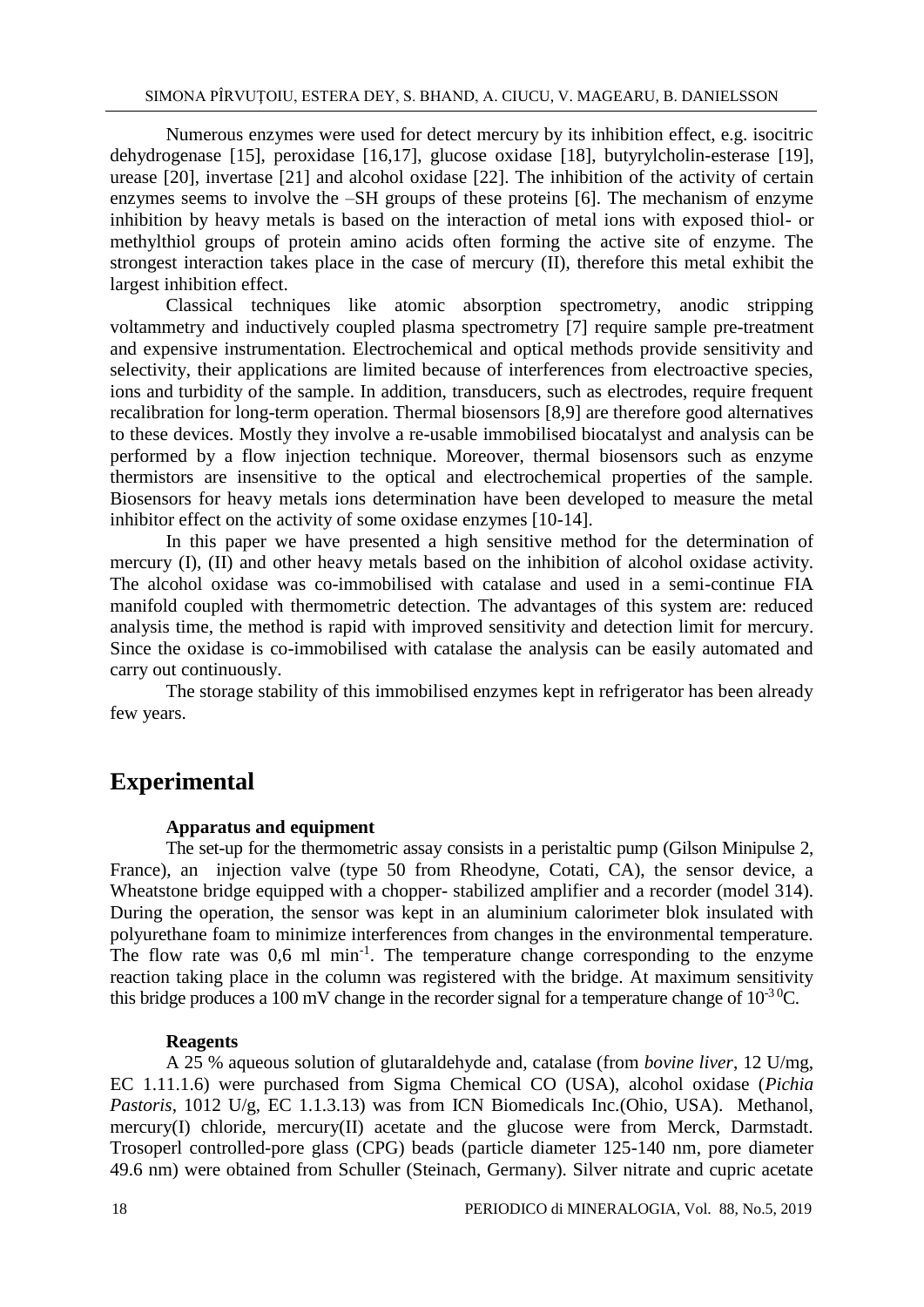Numerous enzymes were used for detect mercury by its inhibition effect, e.g. isocitric dehydrogenase [15], peroxidase [16,17], glucose oxidase [18], butyrylcholin-esterase [19], urease [20], invertase [21] and alcohol oxidase [22]. The inhibition of the activity of certain enzymes seems to involve the –SH groups of these proteins [6]. The mechanism of enzyme inhibition by heavy metals is based on the interaction of metal ions with exposed thiol- or methylthiol groups of protein amino acids often forming the active site of enzyme. The strongest interaction takes place in the case of mercury (II), therefore this metal exhibit the largest inhibition effect.

Classical techniques like atomic absorption spectrometry, anodic stripping voltammetry and inductively coupled plasma spectrometry [7] require sample pre-treatment and expensive instrumentation. Electrochemical and optical methods provide sensitivity and selectivity, their applications are limited because of interferences from electroactive species, ions and turbidity of the sample. In addition, transducers, such as electrodes, require frequent recalibration for long-term operation. Thermal biosensors [8,9] are therefore good alternatives to these devices. Mostly they involve a re-usable immobilised biocatalyst and analysis can be performed by a flow injection technique. Moreover, thermal biosensors such as enzyme thermistors are insensitive to the optical and electrochemical properties of the sample. Biosensors for heavy metals ions determination have been developed to measure the metal inhibitor effect on the activity of some oxidase enzymes [10-14].

In this paper we have presented a high sensitive method for the determination of mercury (I), (II) and other heavy metals based on the inhibition of alcohol oxidase activity. The alcohol oxidase was co-immobilised with catalase and used in a semi-continue FIA manifold coupled with thermometric detection. The advantages of this system are: reduced analysis time, the method is rapid with improved sensitivity and detection limit for mercury. Since the oxidase is co-immobilised with catalase the analysis can be easily automated and carry out continuously.

The storage stability of this immobilised enzymes kept in refrigerator has been already few years.

# Experimental

**Apparatus and equipment**

The set-up for the thermometric assay consists in a peristaltic pump (Gilson Minipulse 2, France), an injection valve (type 50 from Rheodyne, Cotati, CA), the sensor device, a Wheatstone bridge equipped with a chopper- stabilized amplifier and a recorder (model 314). During the operation, the sensor was kept in an aluminium calorimeter blok insulated with polyurethane foam to minimize interferences from changes in the environmental temperature. The flow rate was 0,6 ml $min^{-1}$. The temperature change corresponding to the enzyme reaction taking place in the column was registered with the bridge. At maximum sensitivity this bridge produces a 100 mV change in the recorder signal for a temperature change of $10^{-3}$ $^0$C.

**Reagents**

A 25 % aqueous solution of glutaraldehyde and, catalase (from *bovine liver*, 12 U/mg, EC 1.11.1.6) were purchased from Sigma Chemical CO (USA), alcohol oxidase (*Pichia Pastoris*, 1012 U/g, EC 1.1.3.13) was from ICN Biomedicals Inc.(Ohio, USA). Methanol, mercury(I) chloride, mercury(II) acetate and the glucose were from Merck, Darmstadt. Trosoperl controlled-pore glass (CPG) beads (particle diameter 125-140 nm, pore diameter 49.6 nm) were obtained from Schuller (Steinach, Germany). Silver nitrate and cupric acetate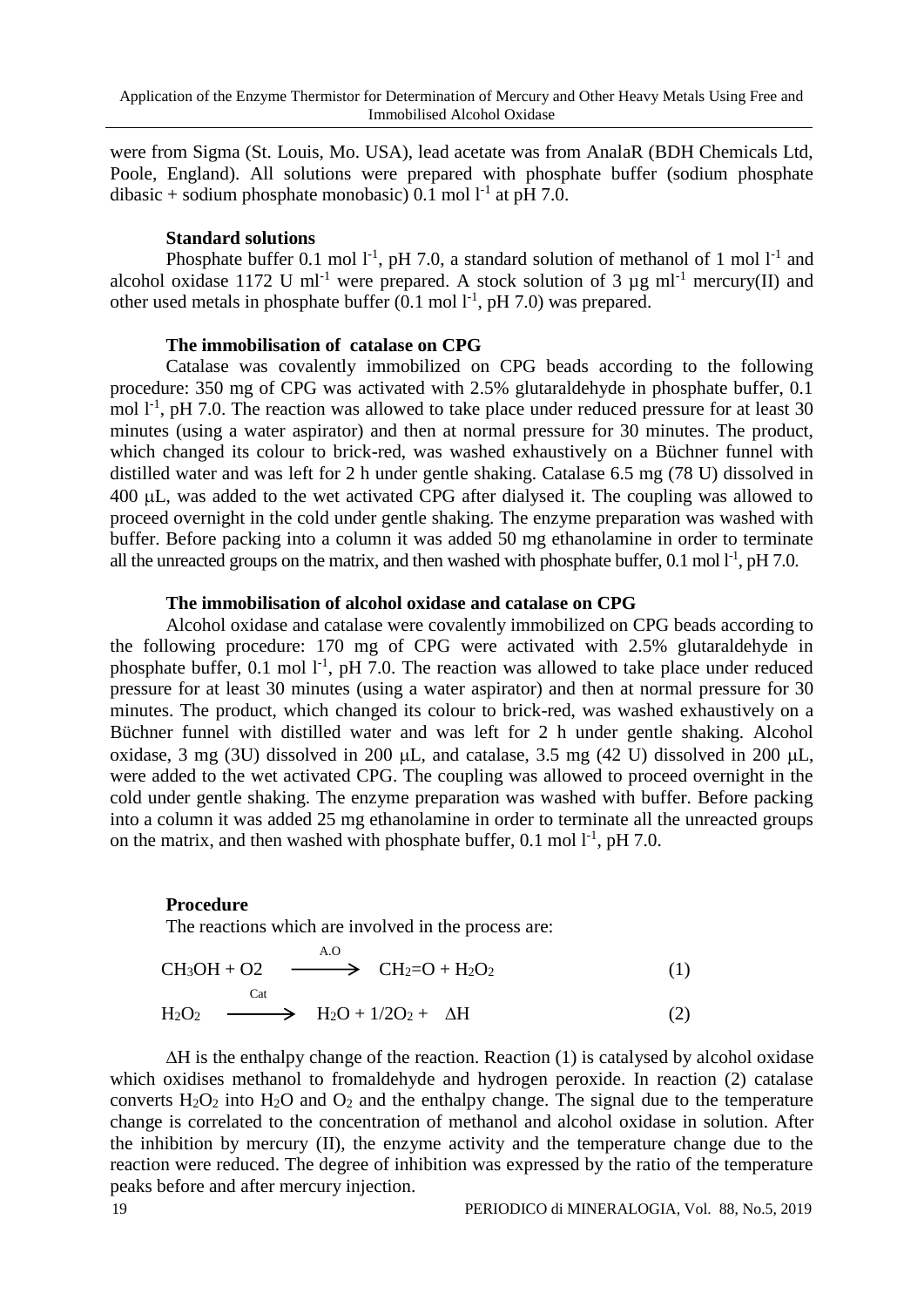were from Sigma (St. Louis, Mo. USA), lead acetate was from AnalaR (BDH Chemicals Ltd, Poole, England). All solutions were prepared with phosphate buffer (sodium phosphate dibasic + sodium phosphate monobasic) 0.1 mol $l^{-1}$ at pH 7.0.

### Standard solutions

Phosphate buffer 0.1 mol $l^{-1}$, pH 7.0, a standard solution of methanol of 1 mol $l^{-1}$ and alcohol oxidase 1172 U $ml^{-1}$ were prepared. A stock solution of 3 µg $ml^{-1}$ mercury(II) and other used metals in phosphate buffer (0.1 mol $l^{-1}$, pH 7.0) was prepared.

### The immobilisation of catalase on CPG

Catalase was covalently immobilized on CPG beads according to the following procedure: 350 mg of CPG was activated with 2.5% glutaraldehyde in phosphate buffer, 0.1 mol $l^{-1}$, pH 7.0. The reaction was allowed to take place under reduced pressure for at least 30 minutes (using a water aspirator) and then at normal pressure for 30 minutes. The product, which changed its colour to brick-red, was washed exhaustively on a Büchner funnel with distilled water and was left for 2 h under gentle shaking. Catalase 6.5 mg (78 U) dissolved in 400 µL, was added to the wet activated CPG after dialysed it. The coupling was allowed to proceed overnight in the cold under gentle shaking. The enzyme preparation was washed with buffer. Before packing into a column it was added 50 mg ethanolamine in order to terminate all the unreacted groups on the matrix, and then washed with phosphate buffer, 0.1 mol $l^{-1}$, pH 7.0.

### The immobilisation of alcohol oxidase and catalase on CPG

Alcohol oxidase and catalase were covalently immobilized on CPG beads according to the following procedure: 170 mg of CPG were activated with 2.5% glutaraldehyde in phosphate buffer, 0.1 mol $l^{-1}$, pH 7.0. The reaction was allowed to take place under reduced pressure for at least 30 minutes (using a water aspirator) and then at normal pressure for 30 minutes. The product, which changed its colour to brick-red, was washed exhaustively on a Büchner funnel with distilled water and was left for 2 h under gentle shaking. Alcohol oxidase, 3 mg (3U) dissolved in 200 µL, and catalase, 3.5 mg (42 U) dissolved in 200 µL, were added to the wet activated CPG. The coupling was allowed to proceed overnight in the cold under gentle shaking. The enzyme preparation was washed with buffer. Before packing into a column it was added 25 mg ethanolamine in order to terminate all the unreacted groups on the matrix, and then washed with phosphate buffer, 0.1 mol $l^{-1}$, pH 7.0.

### Procedure

The reactions which are involved in the process are:

$$CH_3OH + O2 \xrightarrow{A.O} CH_2{=}O + H_2O_2 \quad (1)$$

$$H_2O_2 \xrightarrow{Cat} H_2O + 1/2O_2 + \Delta H \quad (2)$$

$\Delta H$ is the enthalpy change of the reaction. Reaction (1) is catalysed by alcohol oxidase which oxidises methanol to fromaldehyde and hydrogen peroxide. In reaction (2) catalase converts $H_2O_2$ into $H_2O$ and $O_2$ and the enthalpy change. The signal due to the temperature change is correlated to the concentration of methanol and alcohol oxidase in solution. After the inhibition by mercury (II), the enzyme activity and the temperature change due to the reaction were reduced. The degree of inhibition was expressed by the ratio of the temperature peaks before and after mercury injection.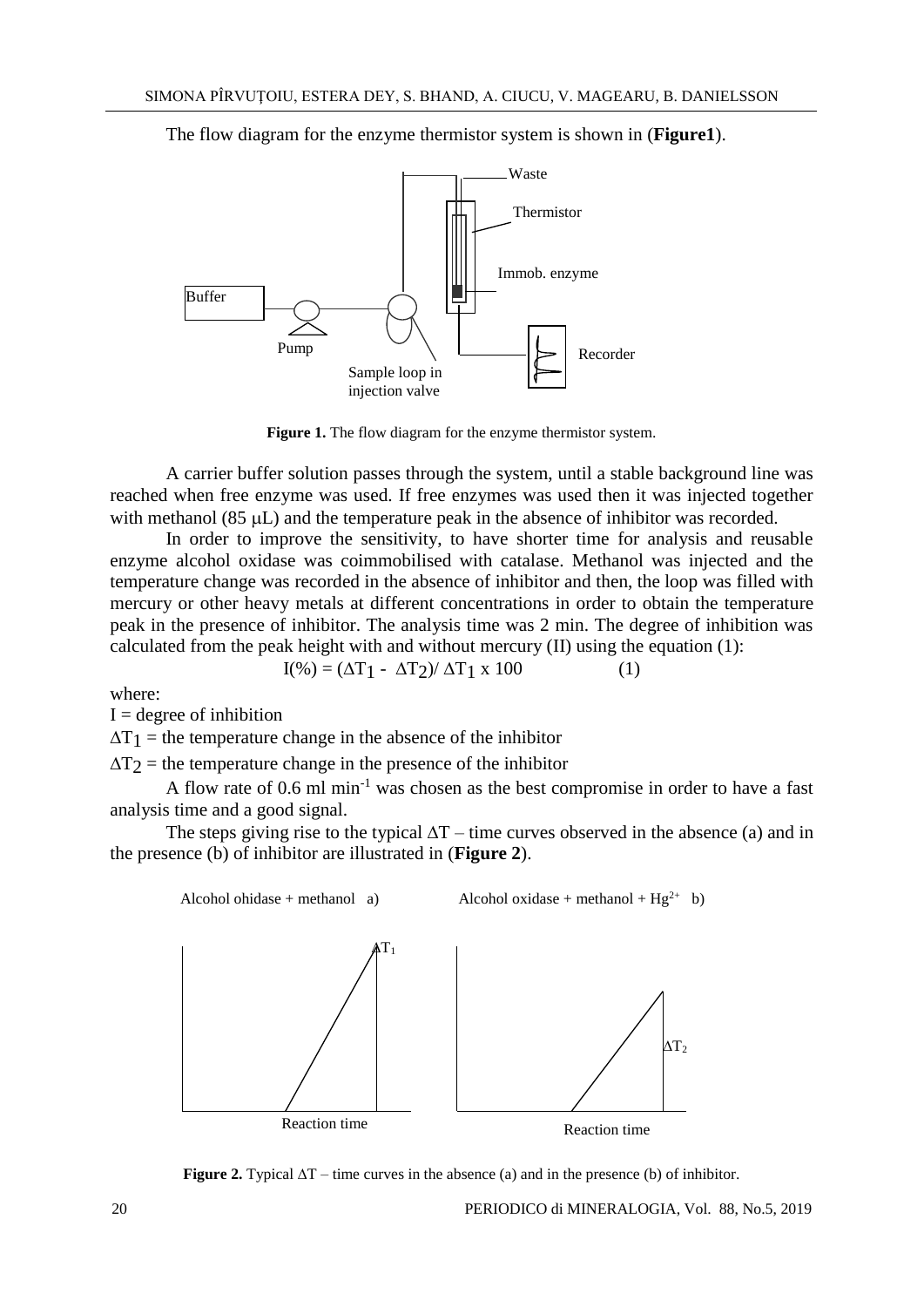The flow diagram for the enzyme thermistor system is shown in (**Figure1**).

Figure 1. The flow diagram for the enzyme thermistor system.

A carrier buffer solution passes through the system, until a stable background line was reached when free enzyme was used. If free enzymes was used then it was injected together with methanol (85 μL) and the temperature peak in the absence of inhibitor was recorded.

In order to improve the sensitivity, to have shorter time for analysis and reusable enzyme alcohol oxidase was coimmobilised with catalase. Methanol was injected and the temperature change was recorded in the absence of inhibitor and then, the loop was filled with mercury or other heavy metals at different concentrations in order to obtain the temperature peak in the presence of inhibitor. The analysis time was 2 min. The degree of inhibition was calculated from the peak height with and without mercury (II) using the equation (1):

$$I(\%) = (\Delta T_1 - \Delta T_2)/ \Delta T_1 \times 100 \qquad (1)$$

where:

I = degree of inhibition

$\Delta T_1$ = the temperature change in the absence of the inhibitor

$\Delta T_2$ = the temperature change in the presence of the inhibitor

A flow rate of 0.6 ml $min^{-1}$ was chosen as the best compromise in order to have a fast analysis time and a good signal.

The steps giving rise to the typical $\Delta T$ – time curves observed in the absence (a) and in the presence (b) of inhibitor are illustrated in (**Figure 2**).

**Figure 2.** Typical $\Delta T$ – time curves in the absence (a) and in the presence (b) of inhibitor.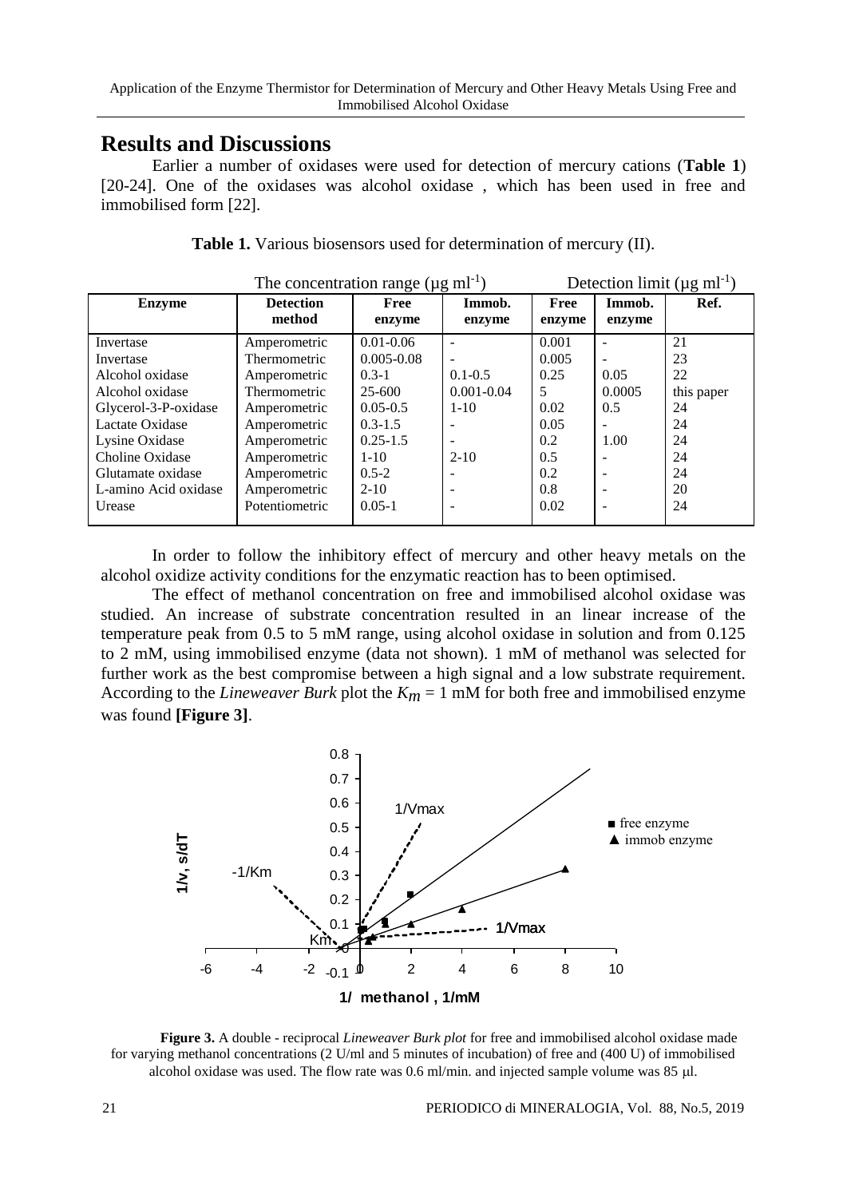## Results and Discussions

Earlier a number of oxidases were used for detection of mercury cations (**Table 1**) [20-24]. One of the oxidases was alcohol oxidase , which has been used in free and immobilised form [22].

**Table 1.** Various biosensors used for determination of mercury (II).

| | | The concentration range ($\mu$g ml$^{-1}$) | | Detection limit ($\mu$g ml$^{-1}$) | | |
|---|---|---|---|---|---|---|
| **Enzyme** | **Detection method** | **Free enzyme** | **Immob. enzyme** | **Free enzyme** | **Immob. enzyme** | **Ref.** |
| Invertase | Amperometric | 0.01-0.06 | - | 0.001 | - | 21 |
| Invertase | Thermometric | 0.005-0.08 | - | 0.005 | - | 23 |
| Alcohol oxidase | Amperometric | 0.3-1 | 0.1-0.5 | 0.25 | 0.05 | 22 |
| Alcohol oxidase | Thermometric | 25-600 | 0.001-0.04 | 5 | 0.0005 | this paper |
| Glycerol-3-P-oxidase | Amperometric | 0.05-0.5 | 1-10 | 0.02 | 0.5 | 24 |
| Lactate Oxidase | Amperometric | 0.3-1.5 | - | 0.05 | - | 24 |
| Lysine Oxidase | Amperometric | 0.25-1.5 | - | 0.2 | 1.00 | 24 |
| Choline Oxidase | Amperometric | 1-10 | 2-10 | 0.5 | - | 24 |
| Glutamate oxidase | Amperometric | 0.5-2 | - | 0.2 | - | 24 |
| L-amino Acid oxidase | Amperometric | 2-10 | - | 0.8 | - | 20 |
| Urease | Potentiometric | 0.05-1 | - | 0.02 | - | 24 |

In order to follow the inhibitory effect of mercury and other heavy metals on the alcohol oxidize activity conditions for the enzymatic reaction has to been optimised.

The effect of methanol concentration on free and immobilised alcohol oxidase was studied. An increase of substrate concentration resulted in an linear increase of the temperature peak from 0.5 to 5 mM range, using alcohol oxidase in solution and from 0.125 to 2 mM, using immobilised enzyme (data not shown). 1 mM of methanol was selected for further work as the best compromise between a high signal and a low substrate requirement. According to the *Lineweaver Burk* plot the $K_m$ = 1 mM for both free and immobilised enzyme was found **[Figure 3]**.

**Figure 3.** A double - reciprocal *Lineweaver Burk plot* for free and immobilised alcohol oxidase made for varying methanol concentrations (2 U/ml and 5 minutes of incubation) of free and (400 U) of immobilised alcohol oxidase was used. The flow rate was 0.6 ml/min. and injected sample volume was 85 μl.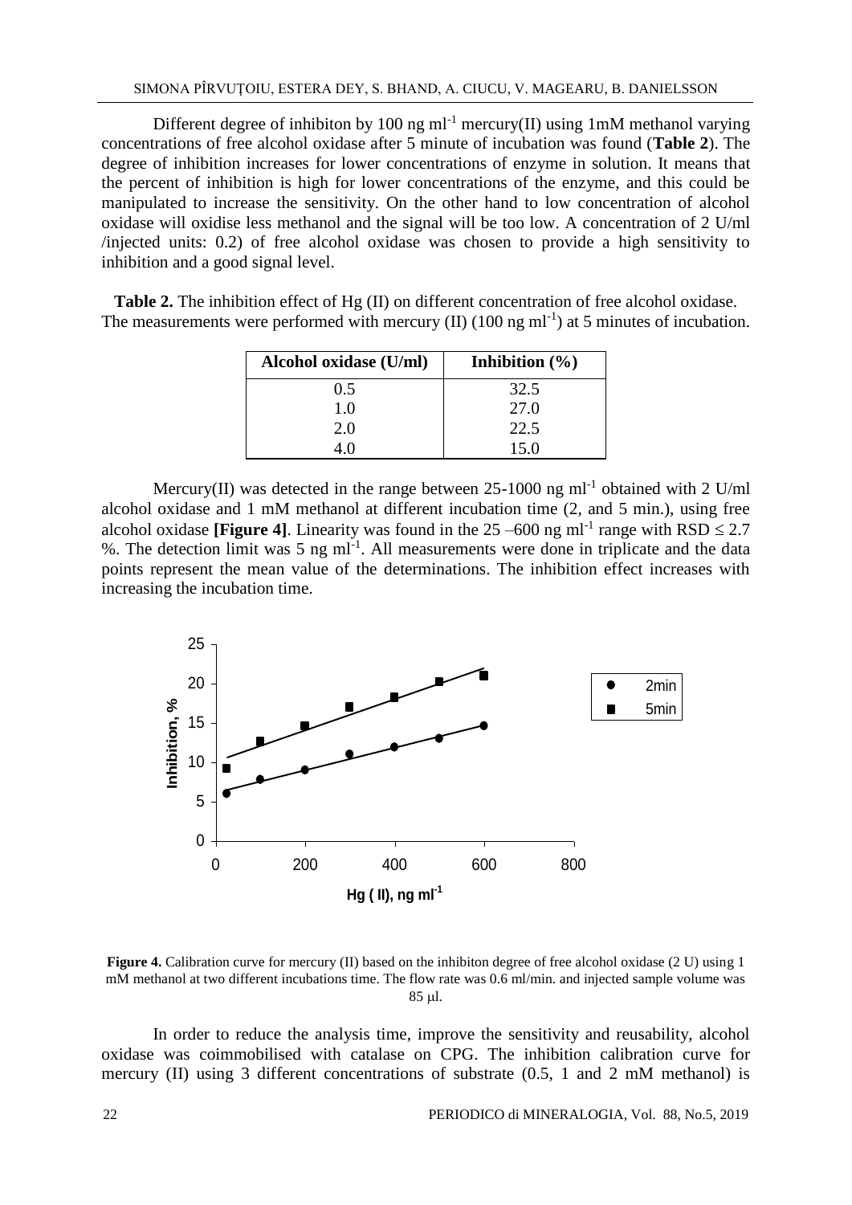Different degree of inhibiton by 100 ng $ml^{-1}$ mercury(II) using 1mM methanol varying concentrations of free alcohol oxidase after 5 minute of incubation was found (**Table 2**). The degree of inhibition increases for lower concentrations of enzyme in solution. It means that the percent of inhibition is high for lower concentrations of the enzyme, and this could be manipulated to increase the sensitivity. On the other hand to low concentration of alcohol oxidase will oxidise less methanol and the signal will be too low. A concentration of 2 U/ml /injected units: 0.2) of free alcohol oxidase was chosen to provide a high sensitivity to inhibition and a good signal level.

**Table 2.** The inhibition effect of Hg (II) on different concentration of free alcohol oxidase. The measurements were performed with mercury (II) (100 ng $ml^{-1}$) at 5 minutes of incubation.

| Alcohol oxidase (U/ml) | Inhibition (%) |
|---|---|
| 0.5 | 32.5 |
| 1.0 | 27.0 |
| 2.0 | 22.5 |
| 4.0 | 15.0 |

Mercury(II) was detected in the range between 25-1000 ng $ml^{-1}$ obtained with 2 U/ml alcohol oxidase and 1 mM methanol at different incubation time (2, and 5 min.), using free alcohol oxidase **[Figure 4]**. Linearity was found in the 25 –600 ng $ml^{-1}$ range with RSD $\leq$ 2.7 %. The detection limit was 5 ng $ml^{-1}$. All measurements were done in triplicate and the data points represent the mean value of the determinations. The inhibition effect increases with increasing the incubation time.

**Figure 4.** Calibration curve for mercury (II) based on the inhibiton degree of free alcohol oxidase (2 U) using 1 mM methanol at two different incubations time. The flow rate was 0.6 ml/min. and injected sample volume was 85 μl.

In order to reduce the analysis time, improve the sensitivity and reusability, alcohol oxidase was coimmobilised with catalase on CPG. The inhibition calibration curve for mercury (II) using 3 different concentrations of substrate (0.5, 1 and 2 mM methanol) is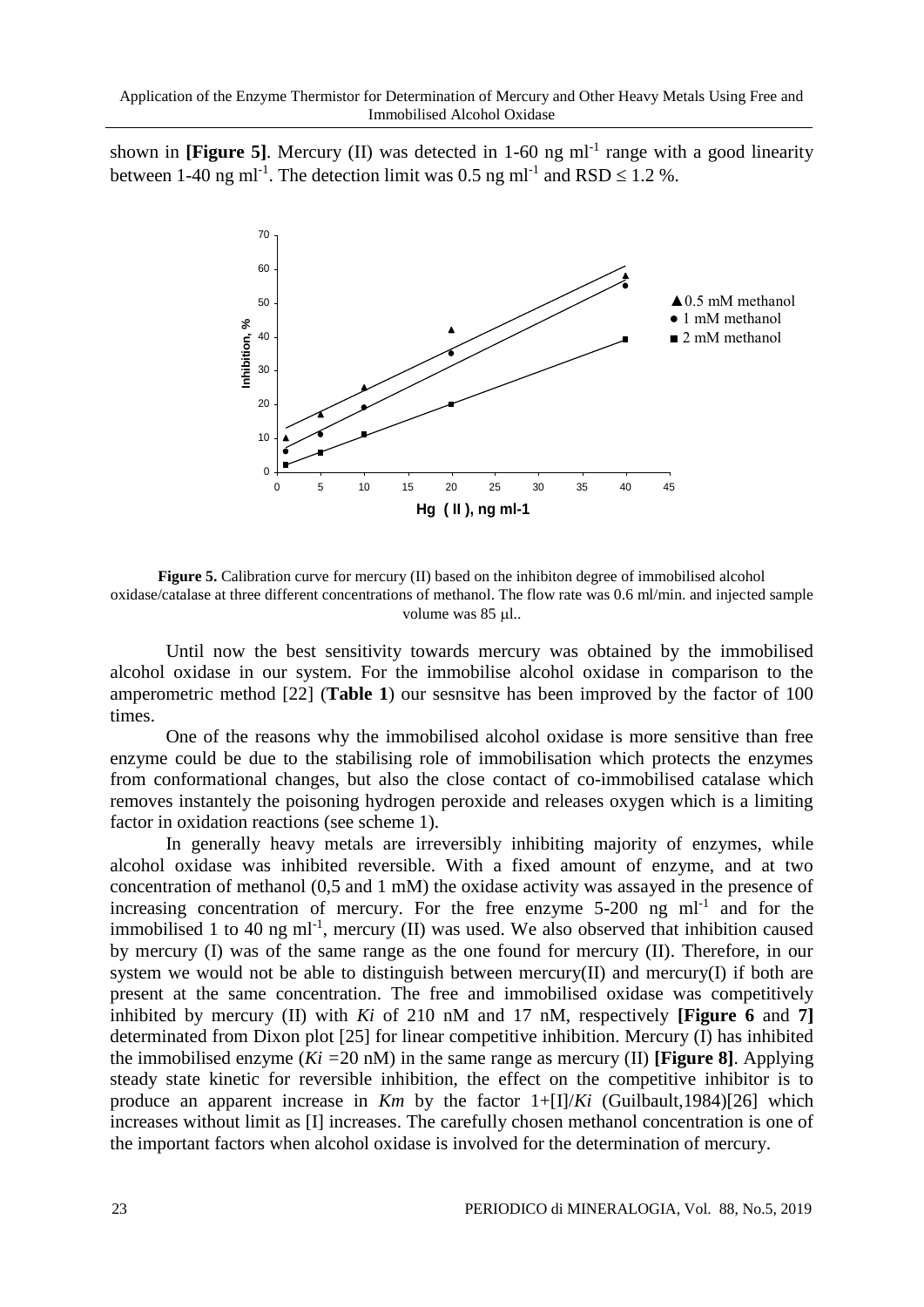shown in **[Figure 5]**. Mercury (II) was detected in 1-60 ng $ml^{-1}$ range with a good linearity between 1-40 ng $ml^{-1}$. The detection limit was 0.5 ng $ml^{-1}$ and RSD $\leq$ 1.2 %.

**Figure 5.** Calibration curve for mercury (II) based on the inhibiton degree of immobilised alcohol oxidase/catalase at three different concentrations of methanol. The flow rate was 0.6 ml/min. and injected sample volume was 85 μl..

Until now the best sensitivity towards mercury was obtained by the immobilised alcohol oxidase in our system. For the immobilise alcohol oxidase in comparison to the amperometric method [22] (**Table 1**) our sesnsitve has been improved by the factor of 100 times.

One of the reasons why the immobilised alcohol oxidase is more sensitive than free enzyme could be due to the stabilising role of immobilisation which protects the enzymes from conformational changes, but also the close contact of co-immobilised catalase which removes instantely the poisoning hydrogen peroxide and releases oxygen which is a limiting factor in oxidation reactions (see scheme 1).

In generally heavy metals are irreversibly inhibiting majority of enzymes, while alcohol oxidase was inhibited reversible. With a fixed amount of enzyme, and at two concentration of methanol (0,5 and 1 mM) the oxidase activity was assayed in the presence of increasing concentration of mercury. For the free enzyme 5-200 ng $ml^{-1}$ and for the immobilised 1 to 40 ng $ml^{-1}$, mercury (II) was used. We also observed that inhibition caused by mercury (I) was of the same range as the one found for mercury (II). Therefore, in our system we would not be able to distinguish between mercury(II) and mercury(I) if both are present at the same concentration. The free and immobilised oxidase was competitively inhibited by mercury (II) with $Ki$ of 210 nM and 17 nM, respectively **[Figure 6** and **7]** determinated from Dixon plot [25] for linear competitive inhibition. Mercury (I) has inhibited the immobilised enzyme ($Ki$ =20 nM) in the same range as mercury (II) **[Figure 8]**. Applying steady state kinetic for reversible inhibition, the effect on the competitive inhibitor is to produce an apparent increase in $Km$ by the factor $1+[I]/Ki$ (Guilbault,1984)[26] which increases without limit as [I] increases. The carefully chosen methanol concentration is one of the important factors when alcohol oxidase is involved for the determination of mercury.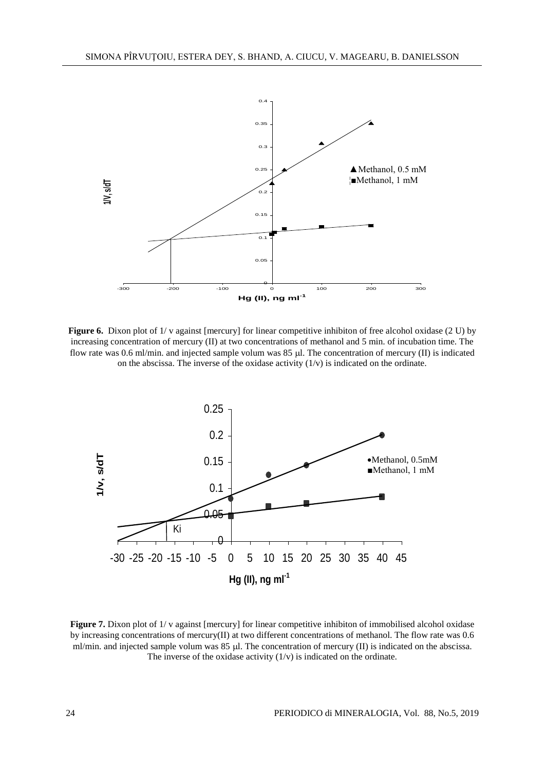**Figure 6.** Dixon plot of 1/ v against [mercury] for linear competitive inhibiton of free alcohol oxidase (2 U) by increasing concentration of mercury (II) at two concentrations of methanol and 5 min. of incubation time. The flow rate was 0.6 ml/min. and injected sample volum was 85 μl. The concentration of mercury (II) is indicated on the abscissa. The inverse of the oxidase activity (1/v) is indicated on the ordinate.

**Figure 7.** Dixon plot of 1/ v against [mercury] for linear competitive inhibiton of immobilised alcohol oxidase by increasing concentrations of mercury(II) at two different concentrations of methanol. The flow rate was 0.6 ml/min. and injected sample volum was 85 μl. The concentration of mercury (II) is indicated on the abscissa. The inverse of the oxidase activity (1/v) is indicated on the ordinate.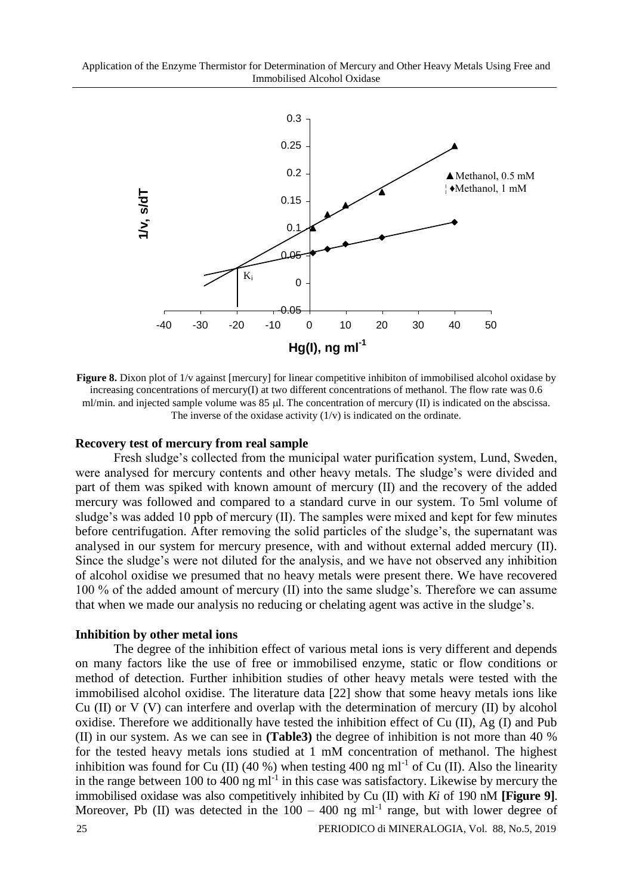**Figure 8.** Dixon plot of 1/v against [mercury] for linear competitive inhibiton of immobilised alcohol oxidase by increasing concentrations of mercury(I) at two different concentrations of methanol. The flow rate was 0.6 ml/min. and injected sample volume was 85 μl. The concentration of mercury (II) is indicated on the abscissa. The inverse of the oxidase activity (1/v) is indicated on the ordinate.

### Recovery test of mercury from real sample

Fresh sludge's collected from the municipal water purification system, Lund, Sweden, were analysed for mercury contents and other heavy metals. The sludge's were divided and part of them was spiked with known amount of mercury (II) and the recovery of the added mercury was followed and compared to a standard curve in our system. To 5ml volume of sludge's was added 10 ppb of mercury (II). The samples were mixed and kept for few minutes before centrifugation. After removing the solid particles of the sludge's, the supernatant was analysed in our system for mercury presence, with and without external added mercury (II). Since the sludge's were not diluted for the analysis, and we have not observed any inhibition of alcohol oxidise we presumed that no heavy metals were present there. We have recovered 100 % of the added amount of mercury (II) into the same sludge's. Therefore we can assume that when we made our analysis no reducing or chelating agent was active in the sludge's.

### Inhibition by other metal ions

The degree of the inhibition effect of various metal ions is very different and depends on many factors like the use of free or immobilised enzyme, static or flow conditions or method of detection. Further inhibition studies of other heavy metals were tested with the immobilised alcohol oxidise. The literature data [22] show that some heavy metals ions like Cu (II) or V (V) can interfere and overlap with the determination of mercury (II) by alcohol oxidise. Therefore we additionally have tested the inhibition effect of Cu (II), Ag (I) and Pub (II) in our system. As we can see in **(Table3)** the degree of inhibition is not more than 40 % for the tested heavy metals ions studied at 1 mM concentration of methanol. The highest inhibition was found for Cu (II) (40 %) when testing 400 ng $ml^{-1}$ of Cu (II). Also the linearity in the range between 100 to 400 ng $ml^{-1}$ in this case was satisfactory. Likewise by mercury the immobilised oxidase was also competitively inhibited by Cu (II) with $Ki$ of 190 nM **[Figure 9]**. Moreover, Pb (II) was detected in the 100 – 400 ng $ml^{-1}$ range, but with lower degree of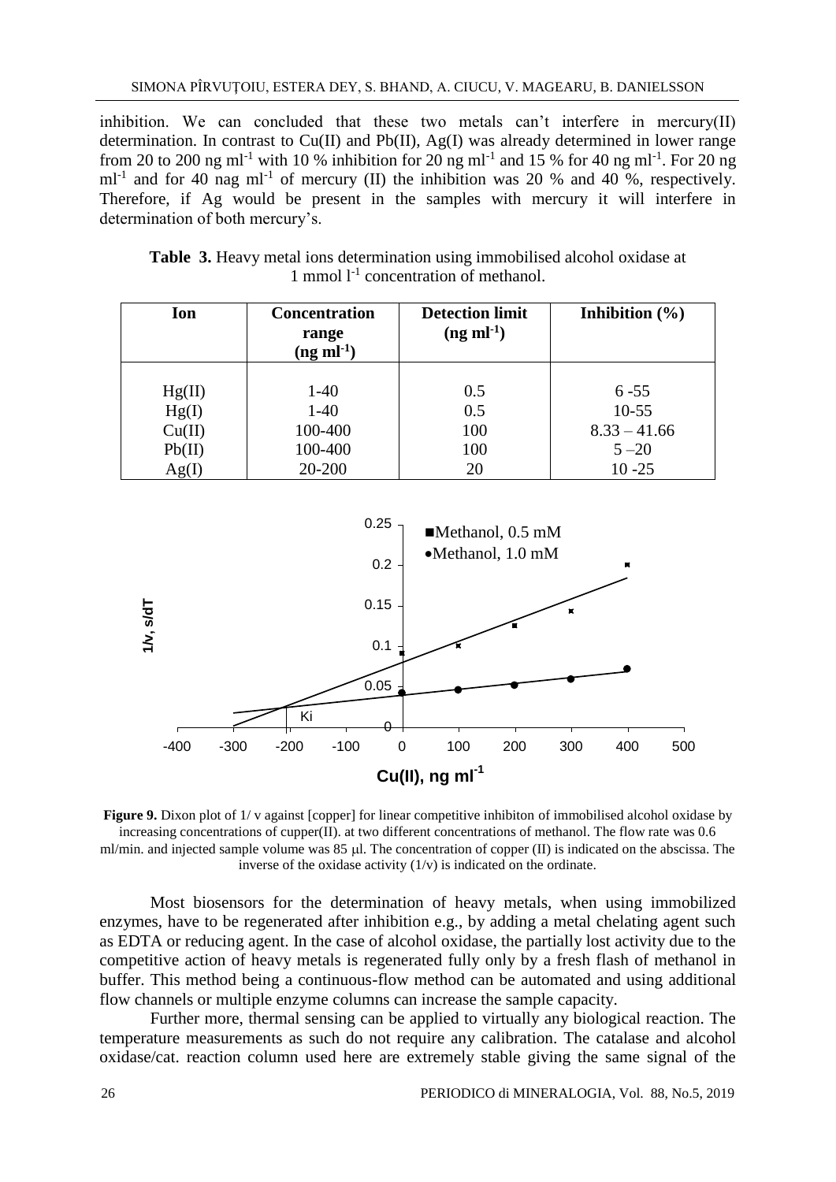inhibition. We can concluded that these two metals can't interfere in mercury(II) determination. In contrast to Cu(II) and Pb(II), Ag(I) was already determined in lower range from 20 to 200 ng $ml^{-1}$ with 10 % inhibition for 20 ng $ml^{-1}$ and 15 % for 40 ng $ml^{-1}$. For 20 ng $ml^{-1}$ and for 40 nag $ml^{-1}$ of mercury (II) the inhibition was 20 % and 40 %, respectively. Therefore, if Ag would be present in the samples with mercury it will interfere in determination of both mercury's.

**Table 3.** Heavy metal ions determination using immobilised alcohol oxidase at 1 mmol $l^{-1}$ concentration of methanol.

| Ion | Concentration range (ng $ml^{-1}$) | Detection limit (ng $ml^{-1}$) | Inhibition (%) |
|---|---|---|---|
| Hg(II) | 1-40 | 0.5 | 6 -55 |
| Hg(I) | 1-40 | 0.5 | 10-55 |
| Cu(II) | 100-400 | 100 | 8.33 – 41.66 |
| Pb(II) | 100-400 | 100 | 5 –20 |
| Ag(I) | 20-200 | 20 | 10 -25 |

**Figure 9.** Dixon plot of 1/ v against [copper] for linear competitive inhibiton of immobilised alcohol oxidase by increasing concentrations of cupper(II). at two different concentrations of methanol. The flow rate was 0.6 ml/min. and injected sample volume was 85 μl. The concentration of copper (II) is indicated on the abscissa. The inverse of the oxidase activity (1/v) is indicated on the ordinate.

Most biosensors for the determination of heavy metals, when using immobilized enzymes, have to be regenerated after inhibition e.g., by adding a metal chelating agent such as EDTA or reducing agent. In the case of alcohol oxidase, the partially lost activity due to the competitive action of heavy metals is regenerated fully only by a fresh flash of methanol in buffer. This method being a continuous-flow method can be automated and using additional flow channels or multiple enzyme columns can increase the sample capacity.

Further more, thermal sensing can be applied to virtually any biological reaction. The temperature measurements as such do not require any calibration. The catalase and alcohol oxidase/cat. reaction column used here are extremely stable giving the same signal of the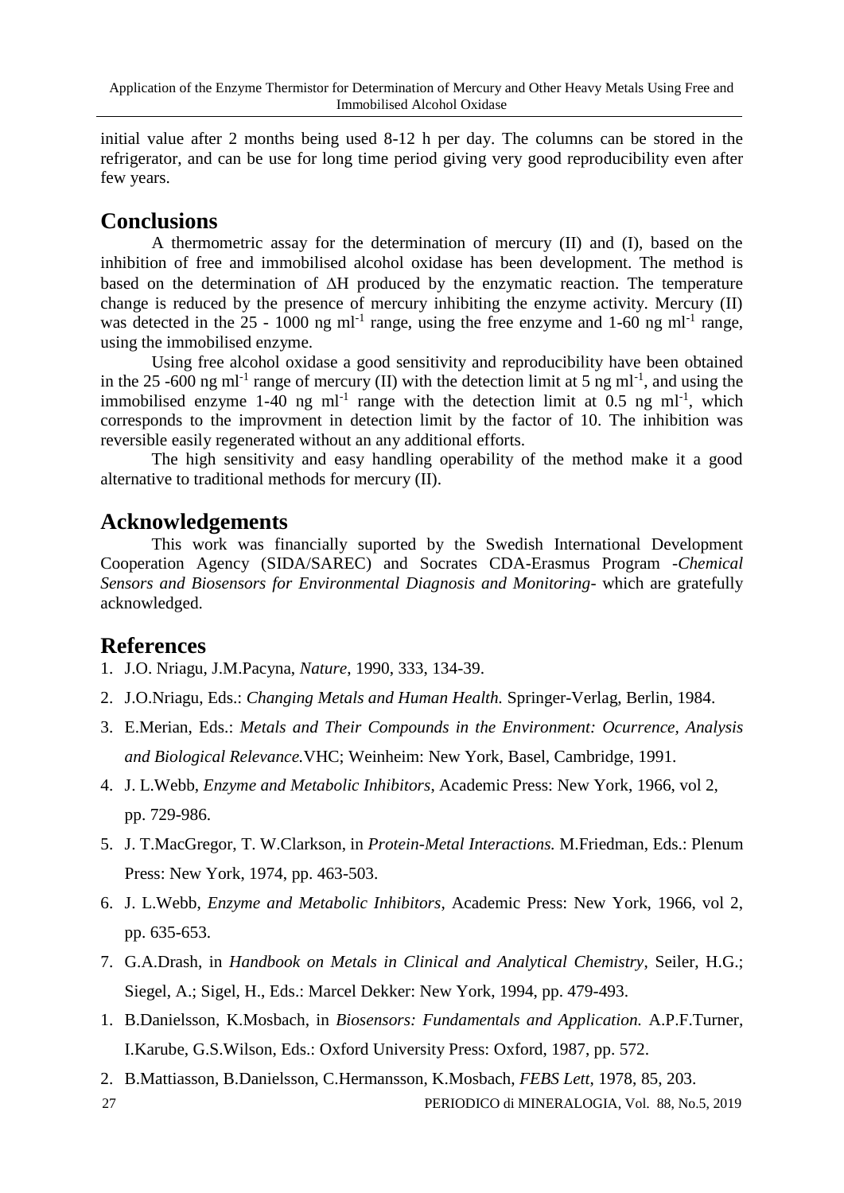initial value after 2 months being used 8-12 h per day. The columns can be stored in the refrigerator, and can be use for long time period giving very good reproducibility even after few years.

## Conclusions

A thermometric assay for the determination of mercury (II) and (I), based on the inhibition of free and immobilised alcohol oxidase has been development. The method is based on the determination of ΔH produced by the enzymatic reaction. The temperature change is reduced by the presence of mercury inhibiting the enzyme activity. Mercury (II) was detected in the 25 - 1000 ng $ml^{-1}$ range, using the free enzyme and 1-60 ng $ml^{-1}$ range, using the immobilised enzyme.

Using free alcohol oxidase a good sensitivity and reproducibility have been obtained in the 25 -600 ng $ml^{-1}$ range of mercury (II) with the detection limit at 5 ng $ml^{-1}$, and using the immobilised enzyme 1-40 ng $ml^{-1}$ range with the detection limit at 0.5 ng $ml^{-1}$, which corresponds to the improvment in detection limit by the factor of 10. The inhibition was reversible easily regenerated without an any additional efforts.

The high sensitivity and easy handling operability of the method make it a good alternative to traditional methods for mercury (II).

## Acknowledgements

This work was financially suported by the Swedish International Development Cooperation Agency (SIDA/SAREC) and Socrates CDA-Erasmus Program -*Chemical Sensors and Biosensors for Environmental Diagnosis and Monitoring*- which are gratefully acknowledged.

## References

1. J.O. Nriagu, J.M.Pacyna, *Nature*, 1990, 333, 134-39.
2. J.O.Nriagu, Eds.: *Changing Metals and Human Health.* Springer-Verlag, Berlin, 1984.
3. E.Merian, Eds.: *Metals and Their Compounds in the Environment: Ocurrence, Analysis and Biological Relevance.*VHC; Weinheim: New York, Basel, Cambridge, 1991.
4. J. L.Webb, *Enzyme and Metabolic Inhibitors*, Academic Press: New York, 1966, vol 2, pp. 729-986.
5. J. T.MacGregor, T. W.Clarkson, in *Protein-Metal Interactions.* M.Friedman, Eds.: Plenum Press: New York, 1974, pp. 463-503.
6. J. L.Webb, *Enzyme and Metabolic Inhibitors*, Academic Press: New York, 1966, vol 2, pp. 635-653.
7. G.A.Drash, in *Handbook on Metals in Clinical and Analytical Chemistry*, Seiler, H.G.; Siegel, A.; Sigel, H., Eds.: Marcel Dekker: New York, 1994, pp. 479-493.
1. B.Danielsson, K.Mosbach, in *Biosensors: Fundamentals and Application.* A.P.F.Turner, I.Karube, G.S.Wilson, Eds.: Oxford University Press: Oxford, 1987, pp. 572.
2. B.Mattiasson, B.Danielsson, C.Hermansson, K.Mosbach, *FEBS Lett*, 1978, 85, 203.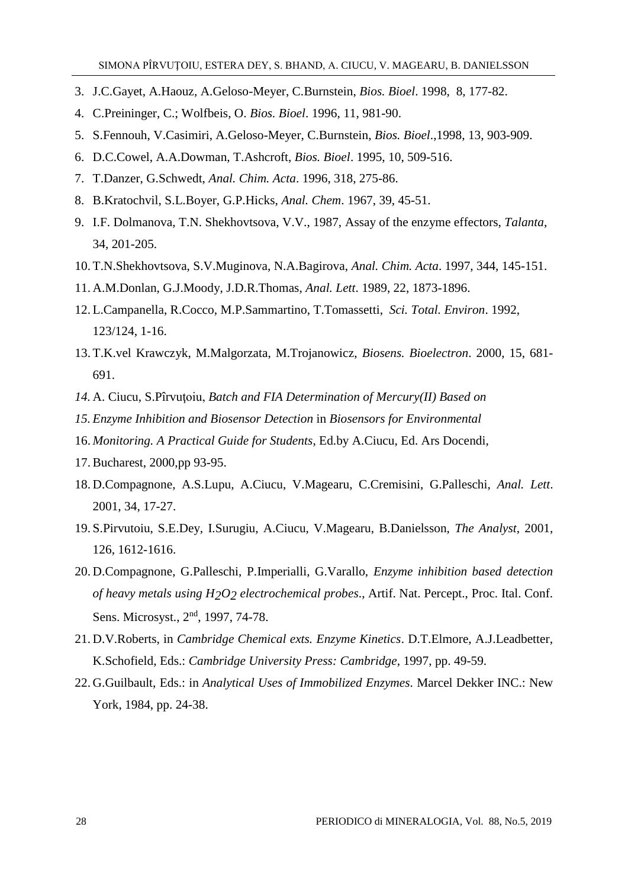3. J.C.Gayet, A.Haouz, A.Geloso-Meyer, C.Burnstein, *Bios. Bioel*. 1998, 8, 177-82.
4. C.Preininger, C.; Wolfbeis, O. *Bios. Bioel*. 1996, 11, 981-90.
5. S.Fennouh, V.Casimiri, A.Geloso-Meyer, C.Burnstein, *Bios. Bioel*.,1998, 13, 903-909.
6. D.C.Cowel, A.A.Dowman, T.Ashcroft, *Bios. Bioel*. 1995, 10, 509-516.
7. T.Danzer, G.Schwedt, *Anal. Chim. Acta*. 1996, 318, 275-86.
8. B.Kratochvil, S.L.Boyer, G.P.Hicks, *Anal. Chem*. 1967, 39, 45-51.
9. I.F. Dolmanova, T.N. Shekhovtsova, V.V., 1987, Assay of the enzyme effectors, *Talanta*, 34, 201-205.
10. T.N.Shekhovtsova, S.V.Muginova, N.A.Bagirova, *Anal. Chim. Acta*. 1997, 344, 145-151.
11. A.M.Donlan, G.J.Moody, J.D.R.Thomas, *Anal. Lett*. 1989, 22, 1873-1896.
12. L.Campanella, R.Cocco, M.P.Sammartino, T.Tomassetti, *Sci. Total. Environ*. 1992, 123/124, 1-16.
13. T.K.vel Krawczyk, M.Malgorzata, M.Trojanowicz, *Biosens. Bioelectron*. 2000, 15, 681-691.
14. A. Ciucu, S.Pîrvuţoiu, *Batch and FIA Determination of Mercury(II) Based on*
15. *Enzyme Inhibition and Biosensor Detection* in *Biosensors for Environmental*
16. *Monitoring. A Practical Guide for Students*, Ed.by A.Ciucu, Ed. Ars Docendi,
17. Bucharest, 2000,pp 93-95.
18. D.Compagnone, A.S.Lupu, A.Ciucu, V.Magearu, C.Cremisini, G.Palleschi, *Anal. Lett*. 2001, 34, 17-27.
19. S.Pirvutoiu, S.E.Dey, I.Surugiu, A.Ciucu, V.Magearu, B.Danielsson, *The Analyst*, 2001, 126, 1612-1616.
20. D.Compagnone, G.Palleschi, P.Imperialli, G.Varallo, *Enzyme inhibition based detection of heavy metals using $H_2O_2$ electrochemical probes*., Artif. Nat. Percept., Proc. Ital. Conf. Sens. Microsyst., 2nd, 1997, 74-78.
21. D.V.Roberts, in *Cambridge Chemical exts. Enzyme Kinetics*. D.T.Elmore, A.J.Leadbetter, K.Schofield, Eds.: *Cambridge University Press: Cambridge*, 1997, pp. 49-59.
22. G.Guilbault, Eds.: in *Analytical Uses of Immobilized Enzymes*. Marcel Dekker INC.: New York, 1984, pp. 24-38.